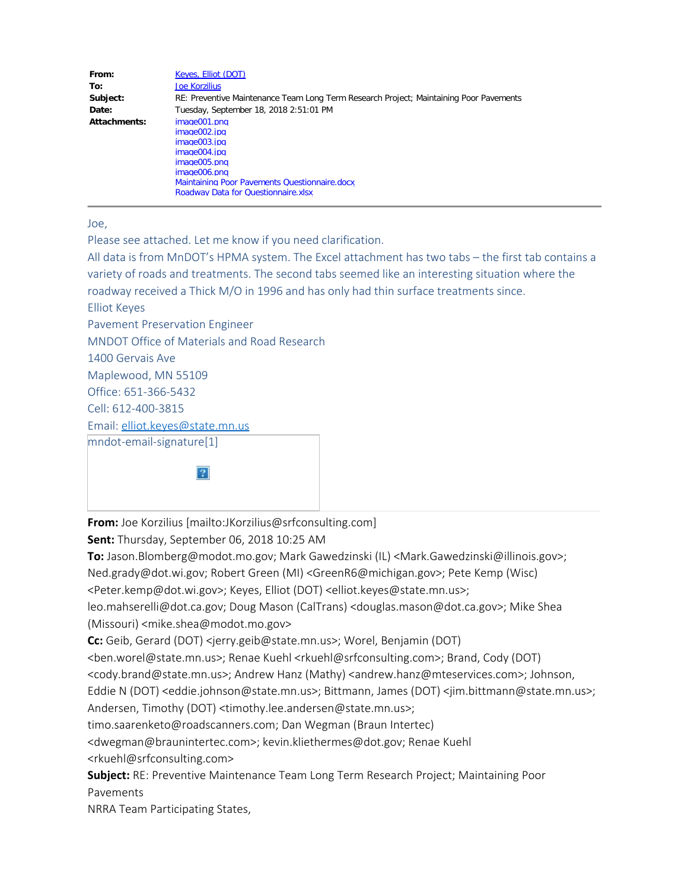| | |
|---|---|
| **From:** | Keyes, Elliot (DOT) |
| **To:** | Joe Korzilius |
| **Subject:** | RE: Preventive Maintenance Team Long Term Research Project; Maintaining Poor Pavements |
| **Date:** | Tuesday, September 18, 2018 2:51:01 PM |
| **Attachments:** | image001.png<br>image002.jpg<br>image003.jpg<br>image004.jpg<br>image005.png<br>image006.png<br>Maintaining Poor Pavements Questionnaire.docx<br>Roadway Data for Questionnaire.xlsx |

---

Joe,

Please see attached. Let me know if you need clarification.

All data is from MnDOT's HPMA system. The Excel attachment has two tabs – the first tab contains a variety of roads and treatments. The second tabs seemed like an interesting situation where the roadway received a Thick M/O in 1996 and has only had thin surface treatments since.

Elliot Keyes
Pavement Preservation Engineer
MNDOT Office of Materials and Road Research
1400 Gervais Ave
Maplewood, MN 55109
Office: 651-366-5432
Cell: 612-400-3815
Email: elliot.keyes@state.mn.us

mndot-email-signature[1]

**From:** Joe Korzilius [mailto:JKorzilius@srfconsulting.com]
**Sent:** Thursday, September 06, 2018 10:25 AM
**To:** Jason.Blomberg@modot.mo.gov; Mark Gawedzinski (IL) <Mark.Gawedzinski@illinois.gov>; Ned.grady@dot.wi.gov; Robert Green (MI) <GreenR6@michigan.gov>; Pete Kemp (Wisc) <Peter.kemp@dot.wi.gov>; Keyes, Elliot (DOT) <elliot.keyes@state.mn.us>; leo.mahserelli@dot.ca.gov; Doug Mason (CalTrans) <douglas.mason@dot.ca.gov>; Mike Shea (Missouri) <mike.shea@modot.mo.gov>
**Cc:** Geib, Gerard (DOT) <jerry.geib@state.mn.us>; Worel, Benjamin (DOT) <ben.worel@state.mn.us>; Renae Kuehl <rkuehl@srfconsulting.com>; Brand, Cody (DOT) <cody.brand@state.mn.us>; Andrew Hanz (Mathy) <andrew.hanz@mteservices.com>; Johnson, Eddie N (DOT) <eddie.johnson@state.mn.us>; Bittmann, James (DOT) <jim.bittmann@state.mn.us>; Andersen, Timothy (DOT) <timothy.lee.andersen@state.mn.us>; timo.saarenketo@roadscanners.com; Dan Wegman (Braun Intertec) <dwegman@braunintertec.com>; kevin.kliethermes@dot.gov; Renae Kuehl <rkuehl@srfconsulting.com>
**Subject:** RE: Preventive Maintenance Team Long Term Research Project; Maintaining Poor Pavements

NRRA Team Participating States,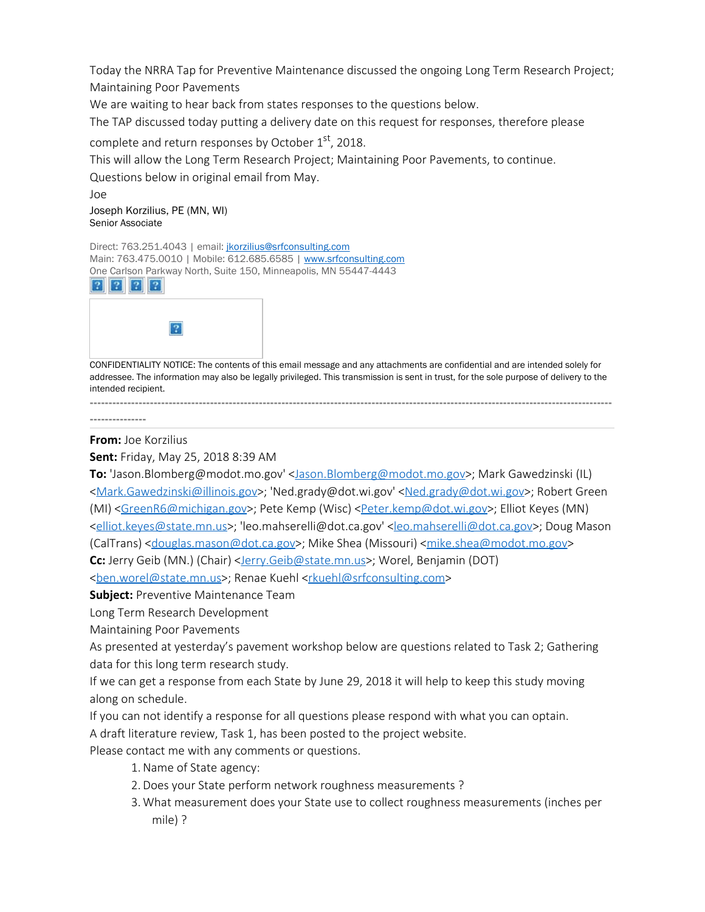Today the NRRA Tap for Preventive Maintenance discussed the ongoing Long Term Research Project; Maintaining Poor Pavements

We are waiting to hear back from states responses to the questions below.

The TAP discussed today putting a delivery date on this request for responses, therefore please complete and return responses by October 1st, 2018.

This will allow the Long Term Research Project; Maintaining Poor Pavements, to continue.

Questions below in original email from May.

Joe

Joseph Korzilius, PE (MN, WI)
Senior Associate

Direct: 763.251.4043 | email: jkorzilius@srfconsulting.com
Main: 763.475.0010 | Mobile: 612.685.6585 | www.srfconsulting.com
One Carlson Parkway North, Suite 150, Minneapolis, MN 55447-4443

CONFIDENTIALITY NOTICE: The contents of this email message and any attachments are confidential and are intended solely for addressee. The information may also be legally privileged. This transmission is sent in trust, for the sole purpose of delivery to the intended recipient.

---

**From:** Joe Korzilius
**Sent:** Friday, May 25, 2018 8:39 AM
**To:** 'Jason.Blomberg@modot.mo.gov' <Jason.Blomberg@modot.mo.gov>; Mark Gawedzinski (IL) <Mark.Gawedzinski@illinois.gov>; 'Ned.grady@dot.wi.gov' <Ned.grady@dot.wi.gov>; Robert Green (MI) <GreenR6@michigan.gov>; Pete Kemp (Wisc) <Peter.kemp@dot.wi.gov>; Elliot Keyes (MN) <elliot.keyes@state.mn.us>; 'leo.mahserelli@dot.ca.gov' <leo.mahserelli@dot.ca.gov>; Doug Mason (CalTrans) <douglas.mason@dot.ca.gov>; Mike Shea (Missouri) <mike.shea@modot.mo.gov>
**Cc:** Jerry Geib (MN.) (Chair) <Jerry.Geib@state.mn.us>; Worel, Benjamin (DOT) <ben.worel@state.mn.us>; Renae Kuehl <rkuehl@srfconsulting.com>
**Subject:** Preventive Maintenance Team

Long Term Research Development

Maintaining Poor Pavements

As presented at yesterday's pavement workshop below are questions related to Task 2; Gathering data for this long term research study.

If we can get a response from each State by June 29, 2018 it will help to keep this study moving along on schedule.

If you can not identify a response for all questions please respond with what you can optain.

A draft literature review, Task 1, has been posted to the project website.

Please contact me with any comments or questions.

1. Name of State agency:
2. Does your State perform network roughness measurements ?
3. What measurement does your State use to collect roughness measurements (inches per mile) ?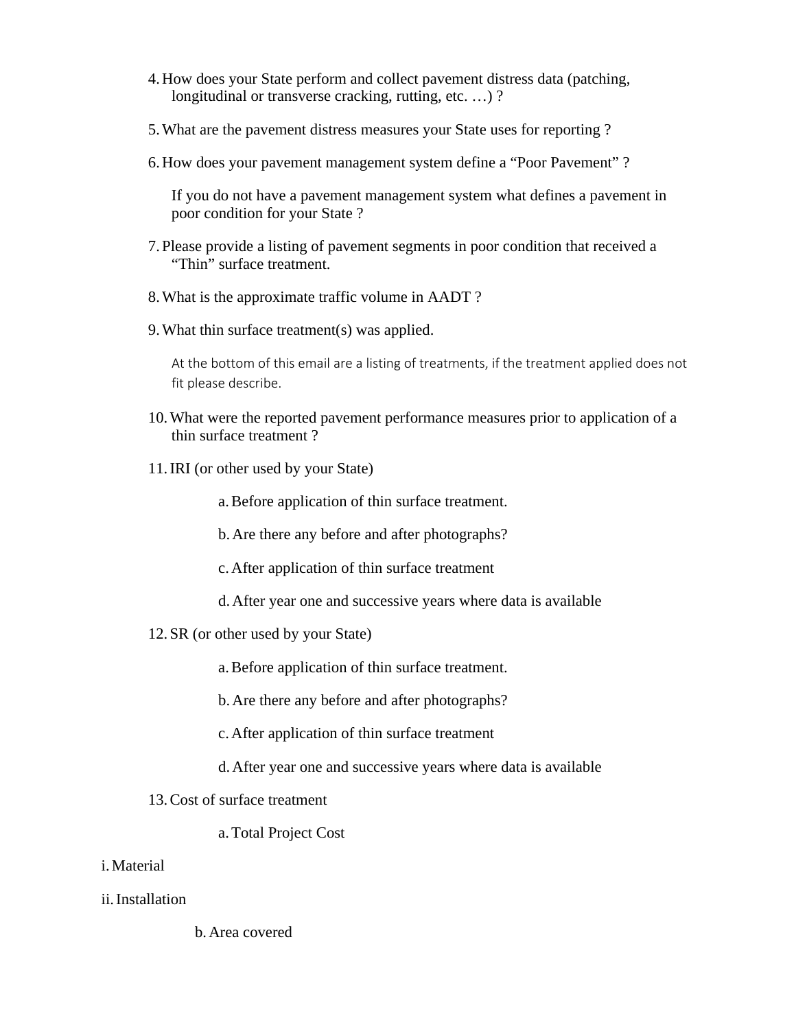4. How does your State perform and collect pavement distress data (patching, longitudinal or transverse cracking, rutting, etc. …) ?

5. What are the pavement distress measures your State uses for reporting ?

6. How does your pavement management system define a "Poor Pavement" ?

   If you do not have a pavement management system what defines a pavement in poor condition for your State ?

7. Please provide a listing of pavement segments in poor condition that received a "Thin" surface treatment.

8. What is the approximate traffic volume in AADT ?

9. What thin surface treatment(s) was applied.

   At the bottom of this email are a listing of treatments, if the treatment applied does not fit please describe.

10. What were the reported pavement performance measures prior to application of a thin surface treatment ?

11. IRI (or other used by your State)

    a. Before application of thin surface treatment.

    b. Are there any before and after photographs?

    c. After application of thin surface treatment

    d. After year one and successive years where data is available

12. SR (or other used by your State)

    a. Before application of thin surface treatment.

    b. Are there any before and after photographs?

    c. After application of thin surface treatment

    d. After year one and successive years where data is available

13. Cost of surface treatment

    a. Total Project Cost

i. Material

ii. Installation

    b. Area covered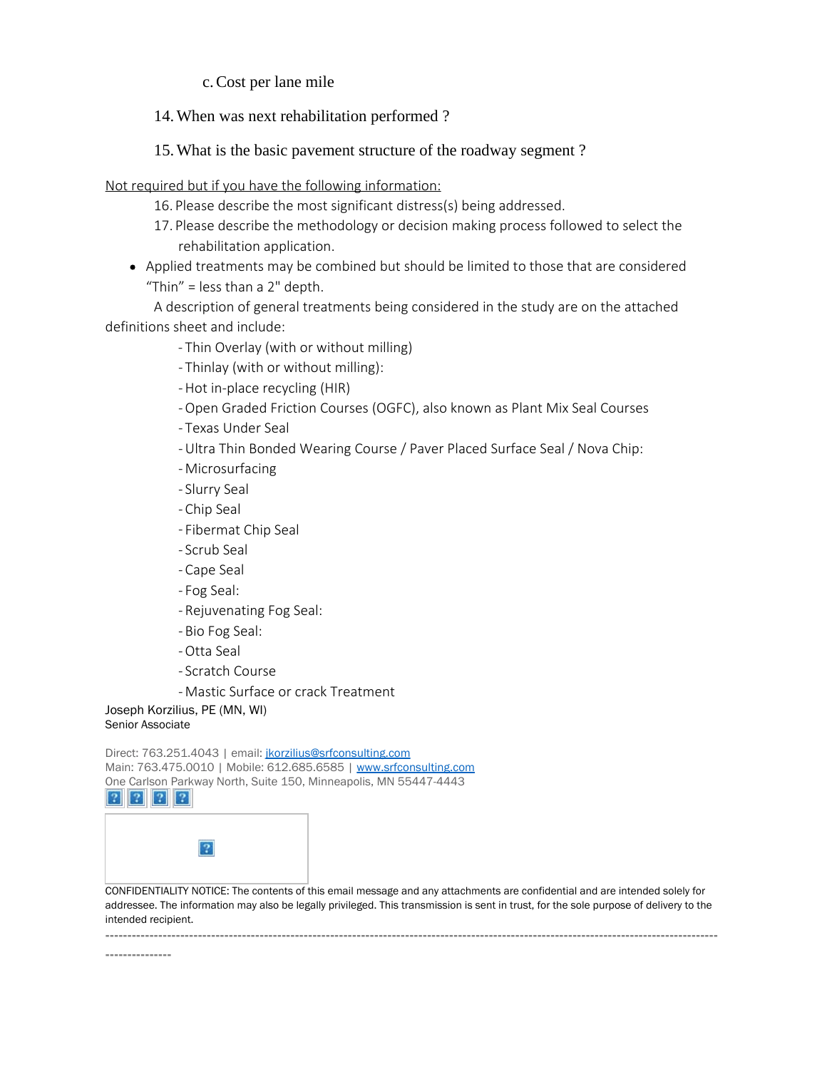c. Cost per lane mile

14. When was next rehabilitation performed ?

15. What is the basic pavement structure of the roadway segment ?

Not required but if you have the following information:

16. Please describe the most significant distress(s) being addressed.
17. Please describe the methodology or decision making process followed to select the rehabilitation application.

- Applied treatments may be combined but should be limited to those that are considered "Thin" = less than a 2" depth.

A description of general treatments being considered in the study are on the attached definitions sheet and include:

- Thin Overlay (with or without milling)
- Thinlay (with or without milling):
- Hot in-place recycling (HIR)
- Open Graded Friction Courses (OGFC), also known as Plant Mix Seal Courses
- Texas Under Seal
- Ultra Thin Bonded Wearing Course / Paver Placed Surface Seal / Nova Chip:
- Microsurfacing
- Slurry Seal
- Chip Seal
- Fibermat Chip Seal
- Scrub Seal
- Cape Seal
- Fog Seal:
- Rejuvenating Fog Seal:
- Bio Fog Seal:
- Otta Seal
- Scratch Course
- Mastic Surface or crack Treatment

Joseph Korzilius, PE (MN, WI)
Senior Associate

Direct: 763.251.4043 | email: jkorzilius@srfconsulting.com
Main: 763.475.0010 | Mobile: 612.685.6585 | www.srfconsulting.com
One Carlson Parkway North, Suite 150, Minneapolis, MN 55447-4443

CONFIDENTIALITY NOTICE: The contents of this email message and any attachments are confidential and are intended solely for addressee. The information may also be legally privileged. This transmission is sent in trust, for the sole purpose of delivery to the intended recipient.

---